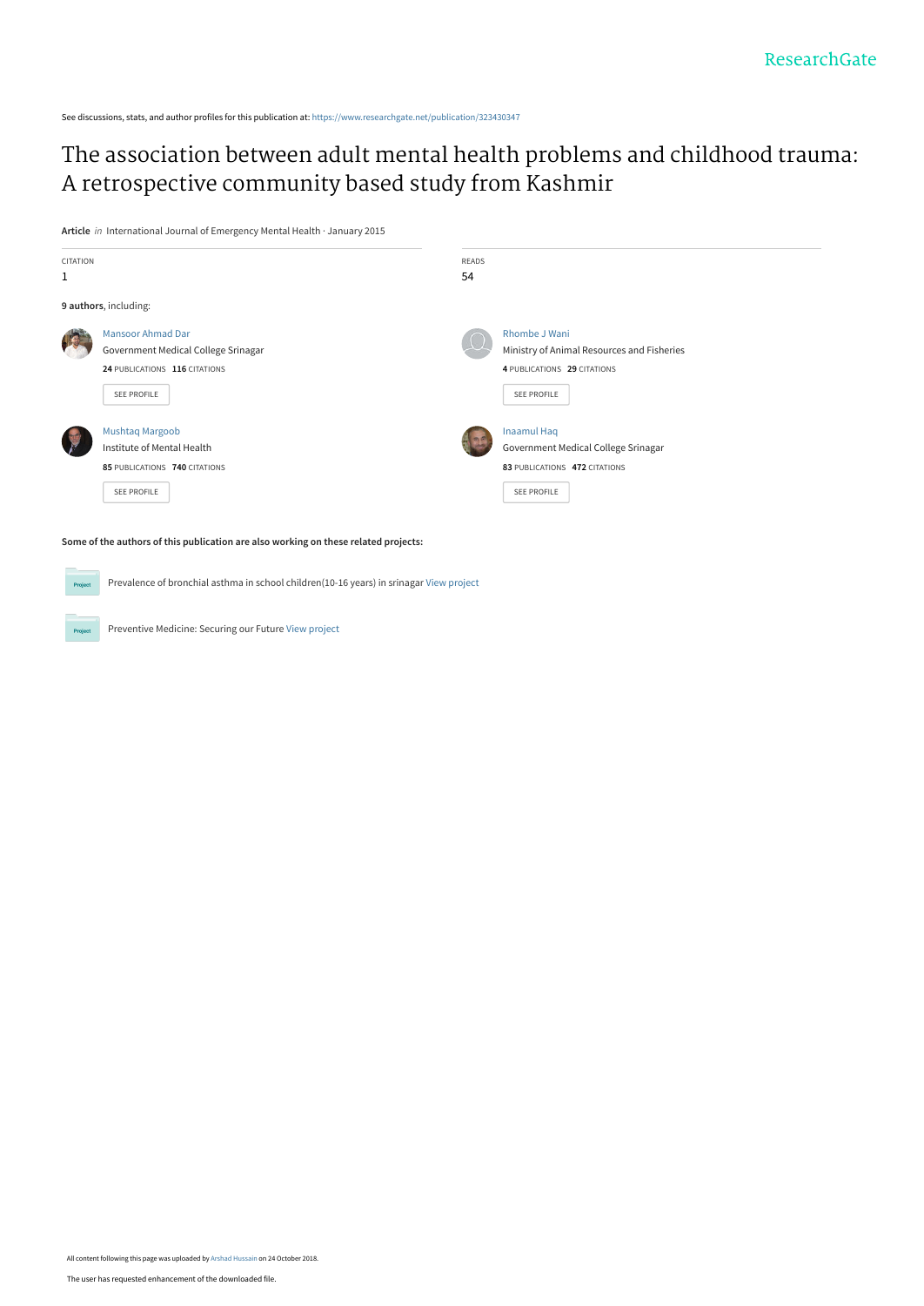ResearchGate

See discussions, stats, and author profiles for this publication at: https://www.researchgate.net/publication/323430347

# The association between adult mental health problems and childhood trauma: A retrospective community based study from Kashmir

**Article** *in* International Journal of Emergency Mental Health · January 2015

| CITATION | READS |
|---|---|
| 1 | 54 |

**9 authors**, including:

Mansoor Ahmad Dar
Government Medical College Srinagar
**24** PUBLICATIONS **116** CITATIONS
SEE PROFILE

Rhombe J Wani
Ministry of Animal Resources and Fisheries
**4** PUBLICATIONS **29** CITATIONS
SEE PROFILE

Mushtaq Margoob
Institute of Mental Health
**85** PUBLICATIONS **740** CITATIONS
SEE PROFILE

Inaamul Haq
Government Medical College Srinagar
**83** PUBLICATIONS **472** CITATIONS
SEE PROFILE

**Some of the authors of this publication are also working on these related projects:**

Project: Prevalence of bronchial asthma in school children(10-16 years) in srinagar View project

Project: Preventive Medicine: Securing our Future View project

All content following this page was uploaded by Arshad Hussain on 24 October 2018.

The user has requested enhancement of the downloaded file.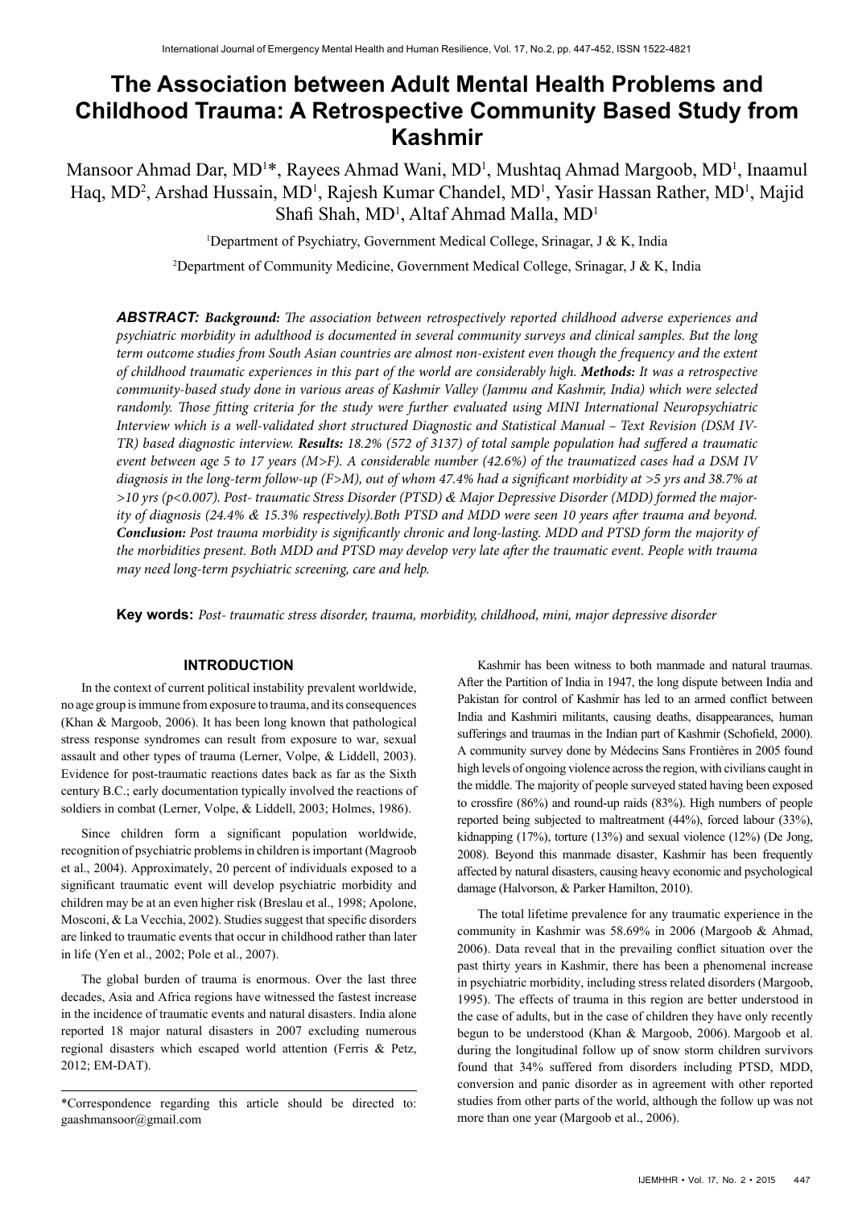# The Association between Adult Mental Health Problems and Childhood Trauma: A Retrospective Community Based Study from Kashmir

Mansoor Ahmad Dar, MD[1]*, Rayees Ahmad Wani, MD[1], Mushtaq Ahmad Margoob, MD[1], Inaamul Haq, MD[2], Arshad Hussain, MD[1], Rajesh Kumar Chandel, MD[1], Yasir Hassan Rather, MD[1], Majid Shafi Shah, MD[1], Altaf Ahmad Malla, MD[1]

[1]Department of Psychiatry, Government Medical College, Srinagar, J & K, India

[2]Department of Community Medicine, Government Medical College, Srinagar, J & K, India

***ABSTRACT:*** ***Background:*** *The association between retrospectively reported childhood adverse experiences and psychiatric morbidity in adulthood is documented in several community surveys and clinical samples. But the long term outcome studies from South Asian countries are almost non-existent even though the frequency and the extent of childhood traumatic experiences in this part of the world are considerably high.* ***Methods:*** *It was a retrospective community-based study done in various areas of Kashmir Valley (Jammu and Kashmir, India) which were selected randomly. Those fitting criteria for the study were further evaluated using MINI International Neuropsychiatric Interview which is a well-validated short structured Diagnostic and Statistical Manual – Text Revision (DSM IV-TR) based diagnostic interview.* ***Results:*** *18.2% (572 of 3137) of total sample population had suffered a traumatic event between age 5 to 17 years (M>F). A considerable number (42.6%) of the traumatized cases had a DSM IV diagnosis in the long-term follow-up (F>M), out of whom 47.4% had a significant morbidity at >5 yrs and 38.7% at >10 yrs (p<0.007). Post- traumatic Stress Disorder (PTSD) & Major Depressive Disorder (MDD) formed the majority of diagnosis (24.4% & 15.3% respectively).Both PTSD and MDD were seen 10 years after trauma and beyond.* ***Conclusion:*** *Post trauma morbidity is significantly chronic and long-lasting. MDD and PTSD form the majority of the morbidities present. Both MDD and PTSD may develop very late after the traumatic event. People with trauma may need long-term psychiatric screening, care and help.*

**Key words:** *Post- traumatic stress disorder, trauma, morbidity, childhood, mini, major depressive disorder*

## INTRODUCTION

In the context of current political instability prevalent worldwide, no age group is immune from exposure to trauma, and its consequences (Khan & Margoob, 2006). It has been long known that pathological stress response syndromes can result from exposure to war, sexual assault and other types of trauma (Lerner, Volpe, & Liddell, 2003). Evidence for post-traumatic reactions dates back as far as the Sixth century B.C.; early documentation typically involved the reactions of soldiers in combat (Lerner, Volpe, & Liddell, 2003; Holmes, 1986).

Since children form a significant population worldwide, recognition of psychiatric problems in children is important (Magroob et al., 2004). Approximately, 20 percent of individuals exposed to a significant traumatic event will develop psychiatric morbidity and children may be at an even higher risk (Breslau et al., 1998; Apolone, Mosconi, & La Vecchia, 2002). Studies suggest that specific disorders are linked to traumatic events that occur in childhood rather than later in life (Yen et al., 2002; Pole et al., 2007).

The global burden of trauma is enormous. Over the last three decades, Asia and Africa regions have witnessed the fastest increase in the incidence of traumatic events and natural disasters. India alone reported 18 major natural disasters in 2007 excluding numerous regional disasters which escaped world attention (Ferris & Petz, 2012; EM-DAT).

*Correspondence regarding this article should be directed to: gaashmansoor@gmail.com

Kashmir has been witness to both manmade and natural traumas. After the Partition of India in 1947, the long dispute between India and Pakistan for control of Kashmir has led to an armed conflict between India and Kashmiri militants, causing deaths, disappearances, human sufferings and traumas in the Indian part of Kashmir (Schofield, 2000). A community survey done by Médecins Sans Frontières in 2005 found high levels of ongoing violence across the region, with civilians caught in the middle. The majority of people surveyed stated having been exposed to crossfire (86%) and round-up raids (83%). High numbers of people reported being subjected to maltreatment (44%), forced labour (33%), kidnapping (17%), torture (13%) and sexual violence (12%) (De Jong, 2008). Beyond this manmade disaster, Kashmir has been frequently affected by natural disasters, causing heavy economic and psychological damage (Halvorson, & Parker Hamilton, 2010).

The total lifetime prevalence for any traumatic experience in the community in Kashmir was 58.69% in 2006 (Margoob & Ahmad, 2006). Data reveal that in the prevailing conflict situation over the past thirty years in Kashmir, there has been a phenomenal increase in psychiatric morbidity, including stress related disorders (Margoob, 1995). The effects of trauma in this region are better understood in the case of adults, but in the case of children they have only recently begun to be understood (Khan & Margoob, 2006). Margoob et al. during the longitudinal follow up of snow storm children survivors found that 34% suffered from disorders including PTSD, MDD, conversion and panic disorder as in agreement with other reported studies from other parts of the world, although the follow up was not more than one year (Margoob et al., 2006).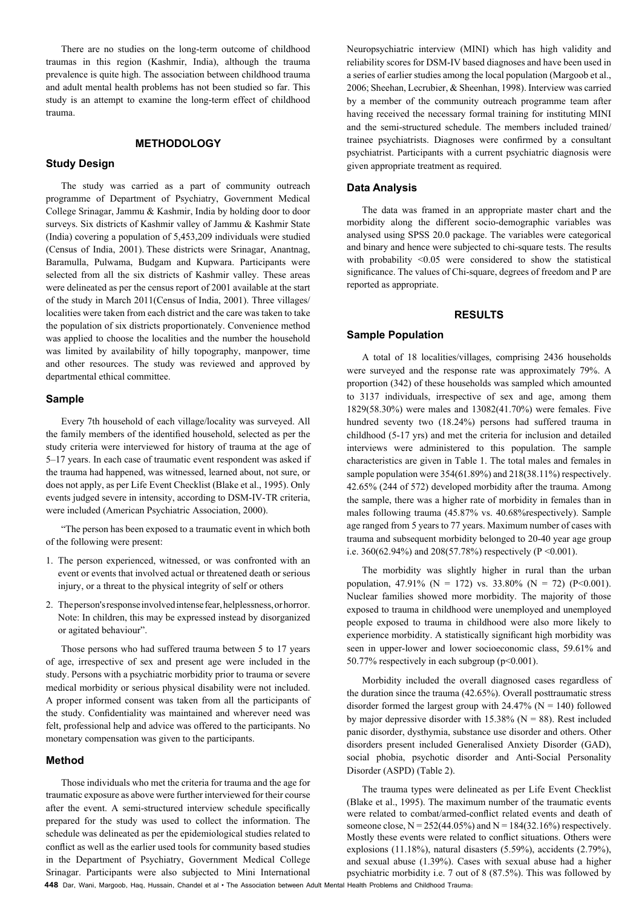There are no studies on the long-term outcome of childhood traumas in this region (Kashmir, India), although the trauma prevalence is quite high. The association between childhood trauma and adult mental health problems has not been studied so far. This study is an attempt to examine the long-term effect of childhood trauma.

## METHODOLOGY

### Study Design

The study was carried as a part of community outreach programme of Department of Psychiatry, Government Medical College Srinagar, Jammu & Kashmir, India by holding door to door surveys. Six districts of Kashmir valley of Jammu & Kashmir State (India) covering a population of 5,453,209 individuals were studied (Census of India, 2001). These districts were Srinagar, Anantnag, Baramulla, Pulwama, Budgam and Kupwara. Participants were selected from all the six districts of Kashmir valley. These areas were delineated as per the census report of 2001 available at the start of the study in March 2011(Census of India, 2001). Three villages/localities were taken from each district and the care was taken to take the population of six districts proportionately. Convenience method was applied to choose the localities and the number the household was limited by availability of hilly topography, manpower, time and other resources. The study was reviewed and approved by departmental ethical committee.

### Sample

Every 7th household of each village/locality was surveyed. All the family members of the identified household, selected as per the study criteria were interviewed for history of trauma at the age of 5–17 years. In each case of traumatic event respondent was asked if the trauma had happened, was witnessed, learned about, not sure, or does not apply, as per Life Event Checklist (Blake et al., 1995). Only events judged severe in intensity, according to DSM-IV-TR criteria, were included (American Psychiatric Association, 2000).

"The person has been exposed to a traumatic event in which both of the following were present:

1. The person experienced, witnessed, or was confronted with an event or events that involved actual or threatened death or serious injury, or a threat to the physical integrity of self or others
2. The person's response involved intense fear, helplessness, or horror. Note: In children, this may be expressed instead by disorganized or agitated behaviour".

Those persons who had suffered trauma between 5 to 17 years of age, irrespective of sex and present age were included in the study. Persons with a psychiatric morbidity prior to trauma or severe medical morbidity or serious physical disability were not included. A proper informed consent was taken from all the participants of the study. Confidentiality was maintained and wherever need was felt, professional help and advice was offered to the participants. No monetary compensation was given to the participants.

### Method

Those individuals who met the criteria for trauma and the age for traumatic exposure as above were further interviewed for their course after the event. A semi-structured interview schedule specifically prepared for the study was used to collect the information. The schedule was delineated as per the epidemiological studies related to conflict as well as the earlier used tools for community based studies in the Department of Psychiatry, Government Medical College Srinagar. Participants were also subjected to Mini International Neuropsychiatric interview (MINI) which has high validity and reliability scores for DSM-IV based diagnoses and have been used in a series of earlier studies among the local population (Margoob et al., 2006; Sheehan, Lecrubier, & Sheenhan, 1998). Interview was carried by a member of the community outreach programme team after having received the necessary formal training for instituting MINI and the semi-structured schedule. The members included trained/trainee psychiatrists. Diagnoses were confirmed by a consultant psychiatrist. Participants with a current psychiatric diagnosis were given appropriate treatment as required.

### Data Analysis

The data was framed in an appropriate master chart and the morbidity along the different socio-demographic variables was analysed using SPSS 20.0 package. The variables were categorical and binary and hence were subjected to chi-square tests. The results with probability <0.05 were considered to show the statistical significance. The values of Chi-square, degrees of freedom and P are reported as appropriate.

## RESULTS

### Sample Population

A total of 18 localities/villages, comprising 2436 households were surveyed and the response rate was approximately 79%. A proportion (342) of these households was sampled which amounted to 3137 individuals, irrespective of sex and age, among them 1829(58.30%) were males and 13082(41.70%) were females. Five hundred seventy two (18.24%) persons had suffered trauma in childhood (5-17 yrs) and met the criteria for inclusion and detailed interviews were administered to this population. The sample characteristics are given in Table 1. The total males and females in sample population were 354(61.89%) and 218(38.11%) respectively. 42.65% (244 of 572) developed morbidity after the trauma. Among the sample, there was a higher rate of morbidity in females than in males following trauma (45.87% vs. 40.68%respectively). Sample age ranged from 5 years to 77 years. Maximum number of cases with trauma and subsequent morbidity belonged to 20-40 year age group i.e. 360(62.94%) and 208(57.78%) respectively (P <0.001).

The morbidity was slightly higher in rural than the urban population, 47.91% (N = 172) vs. 33.80% (N = 72) (P<0.001). Nuclear families showed more morbidity. The majority of those exposed to trauma in childhood were unemployed and unemployed people exposed to trauma in childhood were also more likely to experience morbidity. A statistically significant high morbidity was seen in upper-lower and lower socioeconomic class, 59.61% and 50.77% respectively in each subgroup (p<0.001).

Morbidity included the overall diagnosed cases regardless of the duration since the trauma (42.65%). Overall posttraumatic stress disorder formed the largest group with 24.47% (N = 140) followed by major depressive disorder with 15.38% (N = 88). Rest included panic disorder, dysthymia, substance use disorder and others. Other disorders present included Generalised Anxiety Disorder (GAD), social phobia, psychotic disorder and Anti-Social Personality Disorder (ASPD) (Table 2).

The trauma types were delineated as per Life Event Checklist (Blake et al., 1995). The maximum number of the traumatic events were related to combat/armed-conflict related events and death of someone close, N = 252(44.05%) and N = 184(32.16%) respectively. Mostly these events were related to conflict situations. Others were explosions (11.18%), natural disasters (5.59%), accidents (2.79%), and sexual abuse (1.39%). Cases with sexual abuse had a higher psychiatric morbidity i.e. 7 out of 8 (87.5%). This was followed by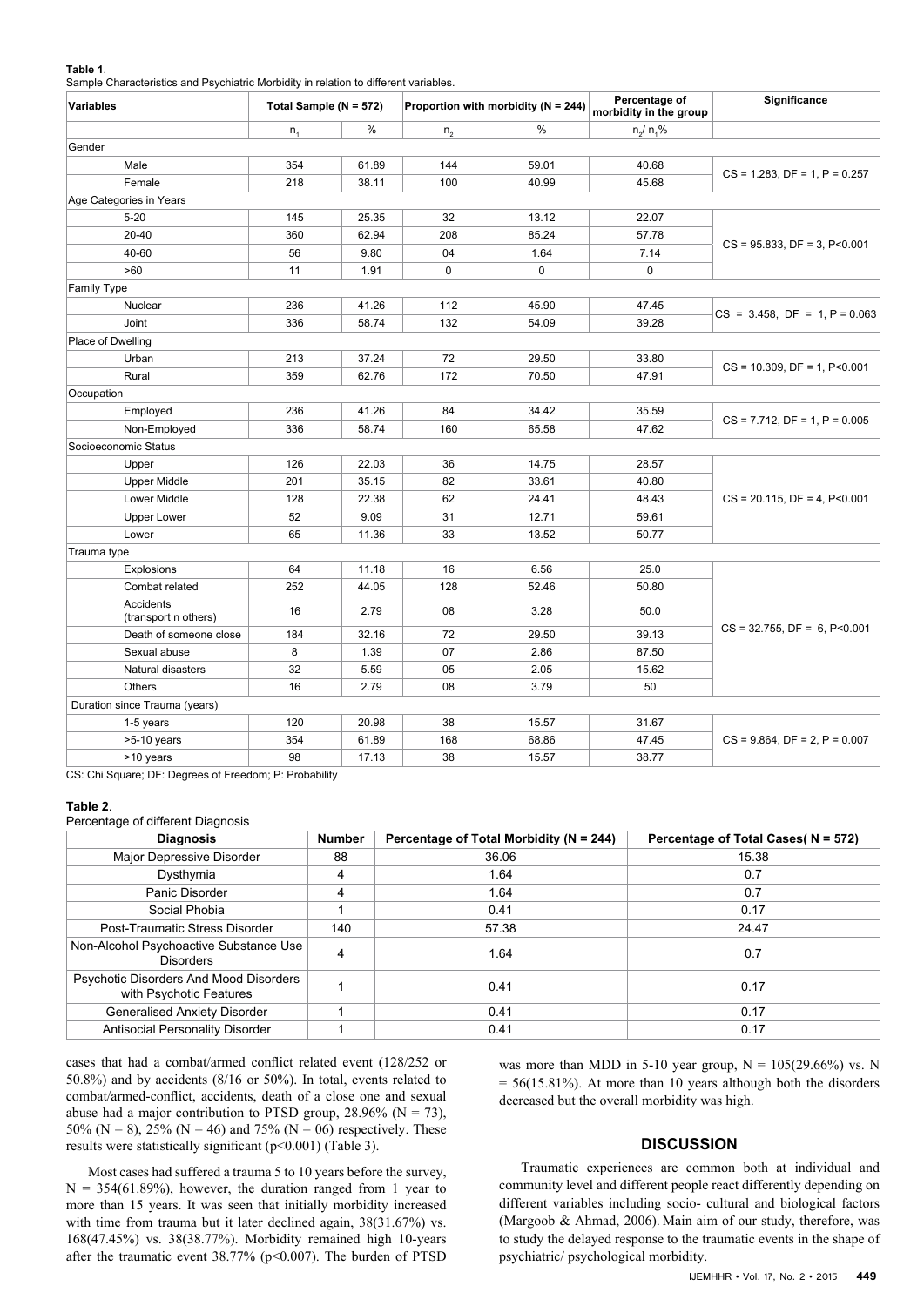**Table 1**.

Sample Characteristics and Psychiatric Morbidity in relation to different variables.

| Variables | Total Sample (N = 572) | | Proportion with morbidity (N = 244) | | Percentage of morbidity in the group | Significance |
|---|---|---|---|---|---|---|
| | $n_1$ | % | $n_2$ | % | $n_2/n_1$% | |
| Gender | | | | | | |
| Male | 354 | 61.89 | 144 | 59.01 | 40.68 | CS = 1.283, DF = 1, P = 0.257 |
| Female | 218 | 38.11 | 100 | 40.99 | 45.68 | |
| Age Categories in Years | | | | | | |
| 5-20 | 145 | 25.35 | 32 | 13.12 | 22.07 | CS = 95.833, DF = 3, P<0.001 |
| 20-40 | 360 | 62.94 | 208 | 85.24 | 57.78 | |
| 40-60 | 56 | 9.80 | 04 | 1.64 | 7.14 | |
| >60 | 11 | 1.91 | 0 | 0 | 0 | |
| Family Type | | | | | | |
| Nuclear | 236 | 41.26 | 112 | 45.90 | 47.45 | CS = 3.458, DF = 1, P = 0.063 |
| Joint | 336 | 58.74 | 132 | 54.09 | 39.28 | |
| Place of Dwelling | | | | | | |
| Urban | 213 | 37.24 | 72 | 29.50 | 33.80 | CS = 10.309, DF = 1, P<0.001 |
| Rural | 359 | 62.76 | 172 | 70.50 | 47.91 | |
| Occupation | | | | | | |
| Employed | 236 | 41.26 | 84 | 34.42 | 35.59 | CS = 7.712, DF = 1, P = 0.005 |
| Non-Employed | 336 | 58.74 | 160 | 65.58 | 47.62 | |
| Socioeconomic Status | | | | | | |
| Upper | 126 | 22.03 | 36 | 14.75 | 28.57 | CS = 20.115, DF = 4, P<0.001 |
| Upper Middle | 201 | 35.15 | 82 | 33.61 | 40.80 | |
| Lower Middle | 128 | 22.38 | 62 | 24.41 | 48.43 | |
| Upper Lower | 52 | 9.09 | 31 | 12.71 | 59.61 | |
| Lower | 65 | 11.36 | 33 | 13.52 | 50.77 | |
| Trauma type | | | | | | |
| Explosions | 64 | 11.18 | 16 | 6.56 | 25.0 | CS = 32.755, DF = 6, P<0.001 |
| Combat related | 252 | 44.05 | 128 | 52.46 | 50.80 | |
| Accidents (transport n others) | 16 | 2.79 | 08 | 3.28 | 50.0 | |
| Death of someone close | 184 | 32.16 | 72 | 29.50 | 39.13 | |
| Sexual abuse | 8 | 1.39 | 07 | 2.86 | 87.50 | |
| Natural disasters | 32 | 5.59 | 05 | 2.05 | 15.62 | |
| Others | 16 | 2.79 | 08 | 3.79 | 50 | |
| Duration since Trauma (years) | | | | | | |
| 1-5 years | 120 | 20.98 | 38 | 15.57 | 31.67 | CS = 9.864, DF = 2, P = 0.007 |
| >5-10 years | 354 | 61.89 | 168 | 68.86 | 47.45 | |
| >10 years | 98 | 17.13 | 38 | 15.57 | 38.77 | |

CS: Chi Square; DF: Degrees of Freedom; P: Probability

**Table 2**.

Percentage of different Diagnosis

| Diagnosis | Number | Percentage of Total Morbidity (N = 244) | Percentage of Total Cases( N = 572) |
|---|---|---|---|
| Major Depressive Disorder | 88 | 36.06 | 15.38 |
| Dysthymia | 4 | 1.64 | 0.7 |
| Panic Disorder | 4 | 1.64 | 0.7 |
| Social Phobia | 1 | 0.41 | 0.17 |
| Post-Traumatic Stress Disorder | 140 | 57.38 | 24.47 |
| Non-Alcohol Psychoactive Substance Use Disorders | 4 | 1.64 | 0.7 |
| Psychotic Disorders And Mood Disorders with Psychotic Features | 1 | 0.41 | 0.17 |
| Generalised Anxiety Disorder | 1 | 0.41 | 0.17 |
| Antisocial Personality Disorder | 1 | 0.41 | 0.17 |

cases that had a combat/armed conflict related event (128/252 or 50.8%) and by accidents (8/16 or 50%). In total, events related to combat/armed-conflict, accidents, death of a close one and sexual abuse had a major contribution to PTSD group, 28.96% (N = 73), 50% (N = 8), 25% (N = 46) and 75% (N = 06) respectively. These results were statistically significant (p<0.001) (Table 3).

Most cases had suffered a trauma 5 to 10 years before the survey, N = 354(61.89%), however, the duration ranged from 1 year to more than 15 years. It was seen that initially morbidity increased with time from trauma but it later declined again, 38(31.67%) vs. 168(47.45%) vs. 38(38.77%). Morbidity remained high 10-years after the traumatic event 38.77% (p<0.007). The burden of PTSD was more than MDD in 5-10 year group, N = 105(29.66%) vs. N = 56(15.81%). At more than 10 years although both the disorders decreased but the overall morbidity was high.

## DISCUSSION

Traumatic experiences are common both at individual and community level and different people react differently depending on different variables including socio- cultural and biological factors (Margoob & Ahmad, 2006). Main aim of our study, therefore, was to study the delayed response to the traumatic events in the shape of psychiatric/ psychological morbidity.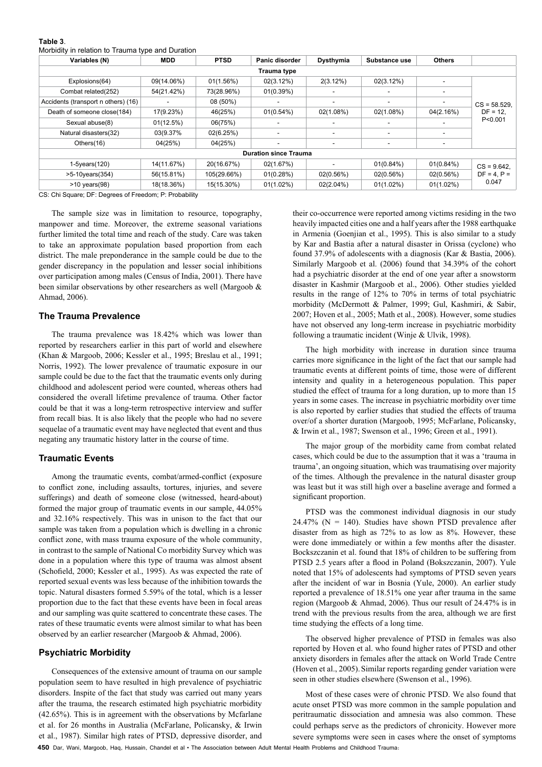**Table 3**.
Morbidity in relation to Trauma type and Duration

| Variables (N) | MDD | PTSD | Panic disorder | Dysthymia | Substance use | Others | |
|---|---|---|---|---|---|---|---|
| **Trauma type** | | | | | | | |
| Explosions(64) | 09(14.06%) | 01(1.56%) | 02(3.12%) | 2(3.12%) | 02(3.12%) | - | CS = 58.529, DF = 12, P<0.001 |
| Combat related(252) | 54(21.42%) | 73(28.96%) | 01(0.39%) | - | - | - | |
| Accidents (transport n others) (16) | - | 08 (50%) | - | - | - | - | |
| Death of someone close(184) | 17(9.23%) | 46(25%) | 01(0.54%) | 02(1.08%) | 02(1.08%) | 04(2.16%) | |
| Sexual abuse(8) | 01(12.5%) | 06(75%) | - | - | - | - | |
| Natural disasters(32) | 03(9.37% | 02(6.25%) | - | - | - | - | |
| Others(16) | 04(25%) | 04(25%) | - | - | - | - | |
| **Duration since Trauma** | | | | | | | |
| 1-5years(120) | 14(11.67%) | 20(16.67%) | 02(1.67%) | - | 01(0.84%) | 01(0.84%) | CS = 9.642, DF = 4, P = 0.047 |
| >5-10years(354) | 56(15.81%) | 105(29.66%) | 01(0.28%) | 02(0.56%) | 02(0.56%) | 02(0.56%) | |
| >10 years(98) | 18(18.36%) | 15(15.30%) | 01(1.02%) | 02(2.04%) | 01(1.02%) | 01(1.02%) | |

CS: Chi Square; DF: Degrees of Freedom; P: Probability

The sample size was in limitation to resource, topography, manpower and time. Moreover, the extreme seasonal variations further limited the total time and reach of the study. Care was taken to take an approximate population based proportion from each district. The male preponderance in the sample could be due to the gender discrepancy in the population and lesser social inhibitions over participation among males (Census of India, 2001). There have been similar observations by other researchers as well (Margoob & Ahmad, 2006).

### The Trauma Prevalence

The trauma prevalence was 18.42% which was lower than reported by researchers earlier in this part of world and elsewhere (Khan & Margoob, 2006; Kessler et al., 1995; Breslau et al., 1991; Norris, 1992). The lower prevalence of traumatic exposure in our sample could be due to the fact that the traumatic events only during childhood and adolescent period were counted, whereas others had considered the overall lifetime prevalence of trauma. Other factor could be that it was a long-term retrospective interview and suffer from recall bias. It is also likely that the people who had no severe sequelae of a traumatic event may have neglected that event and thus negating any traumatic history latter in the course of time.

### Traumatic Events

Among the traumatic events, combat/armed-conflict (exposure to conflict zone, including assaults, tortures, injuries, and severe sufferings) and death of someone close (witnessed, heard-about) formed the major group of traumatic events in our sample, 44.05% and 32.16% respectively. This was in unison to the fact that our sample was taken from a population which is dwelling in a chronic conflict zone, with mass trauma exposure of the whole community, in contrast to the sample of National Co morbidity Survey which was done in a population where this type of trauma was almost absent (Schofield, 2000; Kessler et al., 1995). As was expected the rate of reported sexual events was less because of the inhibition towards the topic. Natural disasters formed 5.59% of the total, which is a lesser proportion due to the fact that these events have been in focal areas and our sampling was quite scattered to concentrate these cases. The rates of these traumatic events were almost similar to what has been observed by an earlier researcher (Margoob & Ahmad, 2006).

### Psychiatric Morbidity

Consequences of the extensive amount of trauma on our sample population seem to have resulted in high prevalence of psychiatric disorders. Inspite of the fact that study was carried out many years after the trauma, the research estimated high psychiatric morbidity (42.65%). This is in agreement with the observations by Mcfarlane et al. for 26 months in Australia (McFarlane, Policansky, & Irwin et al., 1987). Similar high rates of PTSD, depressive disorder, and their co-occurrence were reported among victims residing in the two heavily impacted cities one and a half years after the 1988 earthquake in Armenia (Goenjian et al., 1995). This is also similar to a study by Kar and Bastia after a natural disaster in Orissa (cyclone) who found 37.9% of adolescents with a diagnosis (Kar & Bastia, 2006). Similarly Margoob et al. (2006) found that 34.39% of the cohort had a psychiatric disorder at the end of one year after a snowstorm disaster in Kashmir (Margoob et al., 2006). Other studies yielded results in the range of 12% to 70% in terms of total psychiatric morbidity (McDermott & Palmer, 1999; Gul, Kashmiri, & Sabir, 2007; Hoven et al., 2005; Math et al., 2008). However, some studies have not observed any long-term increase in psychiatric morbidity following a traumatic incident (Winje & Ulvik, 1998).

The high morbidity with increase in duration since trauma carries more significance in the light of the fact that our sample had traumatic events at different points of time, those were of different intensity and quality in a heterogeneous population. This paper studied the effect of trauma for a long duration, up to more than 15 years in some cases. The increase in psychiatric morbidity over time is also reported by earlier studies that studied the effects of trauma over/of a shorter duration (Margoob, 1995; McFarlane, Policansky, & Irwin et al., 1987; Swenson et al., 1996; Green et al., 1991).

The major group of the morbidity came from combat related cases, which could be due to the assumption that it was a 'trauma in trauma', an ongoing situation, which was traumatising over majority of the times. Although the prevalence in the natural disaster group was least but it was still high over a baseline average and formed a significant proportion.

PTSD was the commonest individual diagnosis in our study 24.47% (N = 140). Studies have shown PTSD prevalence after disaster from as high as 72% to as low as 8%. However, these were done immediately or within a few months after the disaster. Bockszczanin et al. found that 18% of children to be suffering from PTSD 2.5 years after a flood in Poland (Bokszczanin, 2007). Yule noted that 15% of adolescents had symptoms of PTSD seven years after the incident of war in Bosnia (Yule, 2000). An earlier study reported a prevalence of 18.51% one year after trauma in the same region (Margoob & Ahmad, 2006). Thus our result of 24.47% is in trend with the previous results from the area, although we are first time studying the effects of a long time.

The observed higher prevalence of PTSD in females was also reported by Hoven et al. who found higher rates of PTSD and other anxiety disorders in females after the attack on World Trade Centre (Hoven et al., 2005). Similar reports regarding gender variation were seen in other studies elsewhere (Swenson et al., 1996).

Most of these cases were of chronic PTSD. We also found that acute onset PTSD was more common in the sample population and peritraumatic dissociation and amnesia was also common. These could perhaps serve as the predictors of chronicity. However more severe symptoms were seen in cases where the onset of symptoms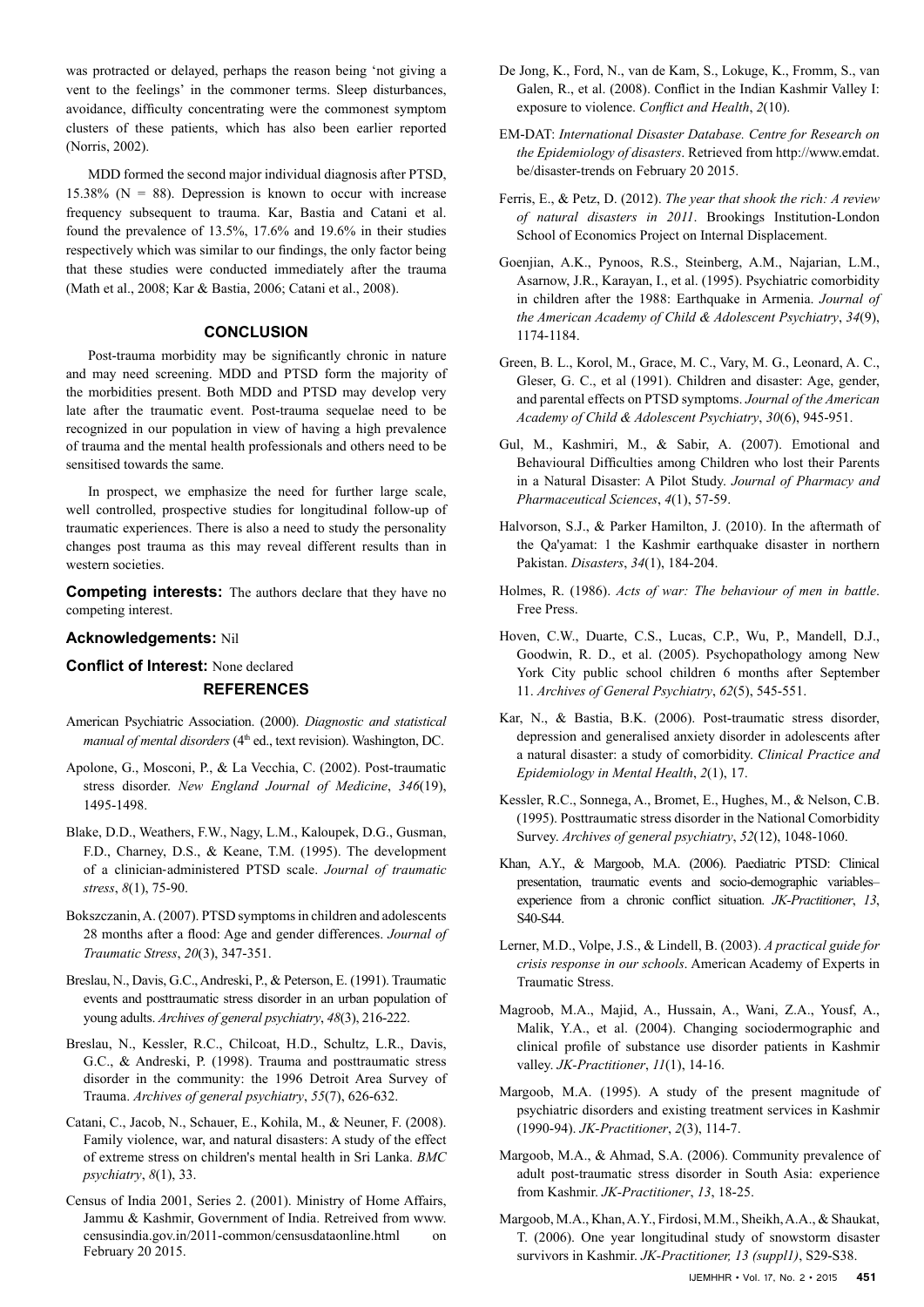was protracted or delayed, perhaps the reason being 'not giving a vent to the feelings' in the commoner terms. Sleep disturbances, avoidance, difficulty concentrating were the commonest symptom clusters of these patients, which has also been earlier reported (Norris, 2002).

MDD formed the second major individual diagnosis after PTSD, 15.38% (N = 88). Depression is known to occur with increase frequency subsequent to trauma. Kar, Bastia and Catani et al. found the prevalence of 13.5%, 17.6% and 19.6% in their studies respectively which was similar to our findings, the only factor being that these studies were conducted immediately after the trauma (Math et al., 2008; Kar & Bastia, 2006; Catani et al., 2008).

## CONCLUSION

Post-trauma morbidity may be significantly chronic in nature and may need screening. MDD and PTSD form the majority of the morbidities present. Both MDD and PTSD may develop very late after the traumatic event. Post-trauma sequelae need to be recognized in our population in view of having a high prevalence of trauma and the mental health professionals and others need to be sensitised towards the same.

In prospect, we emphasize the need for further large scale, well controlled, prospective studies for longitudinal follow-up of traumatic experiences. There is also a need to study the personality changes post trauma as this may reveal different results than in western societies.

**Competing interests:** The authors declare that they have no competing interest.

**Acknowledgements:** Nil

**Conflict of Interest:** None declared

## REFERENCES

American Psychiatric Association. (2000). *Diagnostic and statistical manual of mental disorders* (4th ed., text revision). Washington, DC.

Apolone, G., Mosconi, P., & La Vecchia, C. (2002). Post-traumatic stress disorder. *New England Journal of Medicine*, *346*(19), 1495-1498.

Blake, D.D., Weathers, F.W., Nagy, L.M., Kaloupek, D.G., Gusman, F.D., Charney, D.S., & Keane, T.M. (1995). The development of a clinician-administered PTSD scale. *Journal of traumatic stress*, *8*(1), 75-90.

Bokszczanin, A. (2007). PTSD symptoms in children and adolescents 28 months after a flood: Age and gender differences. *Journal of Traumatic Stress*, *20*(3), 347-351.

Breslau, N., Davis, G.C., Andreski, P., & Peterson, E. (1991). Traumatic events and posttraumatic stress disorder in an urban population of young adults. *Archives of general psychiatry*, *48*(3), 216-222.

Breslau, N., Kessler, R.C., Chilcoat, H.D., Schultz, L.R., Davis, G.C., & Andreski, P. (1998). Trauma and posttraumatic stress disorder in the community: the 1996 Detroit Area Survey of Trauma. *Archives of general psychiatry*, *55*(7), 626-632.

Catani, C., Jacob, N., Schauer, E., Kohila, M., & Neuner, F. (2008). Family violence, war, and natural disasters: A study of the effect of extreme stress on children's mental health in Sri Lanka. *BMC psychiatry*, *8*(1), 33.

Census of India 2001, Series 2. (2001). Ministry of Home Affairs, Jammu & Kashmir, Government of India. Retreived from www.censusindia.gov.in/2011-common/censusdataonline.html on February 20 2015.

De Jong, K., Ford, N., van de Kam, S., Lokuge, K., Fromm, S., van Galen, R., et al. (2008). Conflict in the Indian Kashmir Valley I: exposure to violence. *Conflict and Health*, *2*(10).

EM-DAT: *International Disaster Database. Centre for Research on the Epidemiology of disasters*. Retrieved from http://www.emdat.be/disaster-trends on February 20 2015.

Ferris, E., & Petz, D. (2012). *The year that shook the rich: A review of natural disasters in 2011*. Brookings Institution-London School of Economics Project on Internal Displacement.

Goenjian, A.K., Pynoos, R.S., Steinberg, A.M., Najarian, L.M., Asarnow, J.R., Karayan, I., et al. (1995). Psychiatric comorbidity in children after the 1988: Earthquake in Armenia. *Journal of the American Academy of Child & Adolescent Psychiatry*, *34*(9), 1174-1184.

Green, B. L., Korol, M., Grace, M. C., Vary, M. G., Leonard, A. C., Gleser, G. C., et al (1991). Children and disaster: Age, gender, and parental effects on PTSD symptoms. *Journal of the American Academy of Child & Adolescent Psychiatry*, *30*(6), 945-951.

Gul, M., Kashmiri, M., & Sabir, A. (2007). Emotional and Behavioural Difficulties among Children who lost their Parents in a Natural Disaster: A Pilot Study. *Journal of Pharmacy and Pharmaceutical Sciences*, *4*(1), 57-59.

Halvorson, S.J., & Parker Hamilton, J. (2010). In the aftermath of the Qa'yamat: 1 the Kashmir earthquake disaster in northern Pakistan. *Disasters*, *34*(1), 184-204.

Holmes, R. (1986). *Acts of war: The behaviour of men in battle*. Free Press.

Hoven, C.W., Duarte, C.S., Lucas, C.P., Wu, P., Mandell, D.J., Goodwin, R. D., et al. (2005). Psychopathology among New York City public school children 6 months after September 11. *Archives of General Psychiatry*, *62*(5), 545-551.

Kar, N., & Bastia, B.K. (2006). Post-traumatic stress disorder, depression and generalised anxiety disorder in adolescents after a natural disaster: a study of comorbidity. *Clinical Practice and Epidemiology in Mental Health*, *2*(1), 17.

Kessler, R.C., Sonnega, A., Bromet, E., Hughes, M., & Nelson, C.B. (1995). Posttraumatic stress disorder in the National Comorbidity Survey. *Archives of general psychiatry*, *52*(12), 1048-1060.

Khan, A.Y., & Margoob, M.A. (2006). Paediatric PTSD: Clinical presentation, traumatic events and socio-demographic variables–experience from a chronic conflict situation. *JK-Practitioner*, *13*, S40-S44.

Lerner, M.D., Volpe, J.S., & Lindell, B. (2003). *A practical guide for crisis response in our schools*. American Academy of Experts in Traumatic Stress.

Magroob, M.A., Majid, A., Hussain, A., Wani, Z.A., Yousf, A., Malik, Y.A., et al. (2004). Changing sociodermographic and clinical profile of substance use disorder patients in Kashmir valley. *JK-Practitioner*, *11*(1), 14-16.

Margoob, M.A. (1995). A study of the present magnitude of psychiatric disorders and existing treatment services in Kashmir (1990-94). *JK-Practitioner*, *2*(3), 114-7.

Margoob, M.A., & Ahmad, S.A. (2006). Community prevalence of adult post-traumatic stress disorder in South Asia: experience from Kashmir. *JK-Practitioner*, *13*, 18-25.

Margoob, M.A., Khan, A.Y., Firdosi, M.M., Sheikh, A.A., & Shaukat, T. (2006). One year longitudinal study of snowstorm disaster survivors in Kashmir. *JK-Practitioner, 13 (suppl1)*, S29-S38.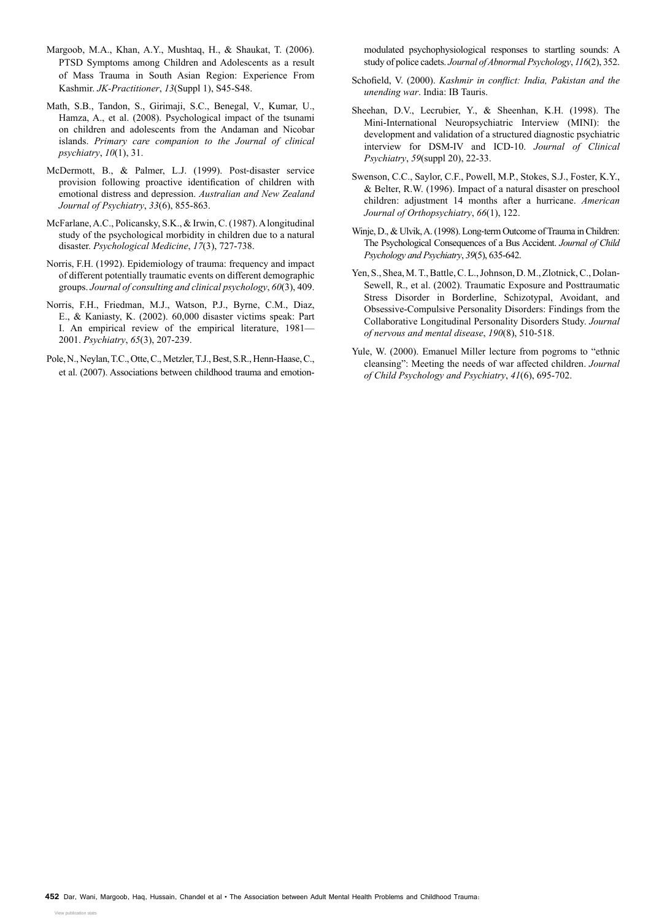Margoob, M.A., Khan, A.Y., Mushtaq, H., & Shaukat, T. (2006). PTSD Symptoms among Children and Adolescents as a result of Mass Trauma in South Asian Region: Experience From Kashmir. *JK-Practitioner*, *13*(Suppl 1), S45-S48.

Math, S.B., Tandon, S., Girimaji, S.C., Benegal, V., Kumar, U., Hamza, A., et al. (2008). Psychological impact of the tsunami on children and adolescents from the Andaman and Nicobar islands. *Primary care companion to the Journal of clinical psychiatry*, *10*(1), 31.

McDermott, B., & Palmer, L.J. (1999). Post-disaster service provision following proactive identification of children with emotional distress and depression. *Australian and New Zealand Journal of Psychiatry*, *33*(6), 855-863.

McFarlane, A.C., Policansky, S.K., & Irwin, C. (1987). A longitudinal study of the psychological morbidity in children due to a natural disaster. *Psychological Medicine*, *17*(3), 727-738.

Norris, F.H. (1992). Epidemiology of trauma: frequency and impact of different potentially traumatic events on different demographic groups. *Journal of consulting and clinical psychology*, *60*(3), 409.

Norris, F.H., Friedman, M.J., Watson, P.J., Byrne, C.M., Diaz, E., & Kaniasty, K. (2002). 60,000 disaster victims speak: Part I. An empirical review of the empirical literature, 1981—2001. *Psychiatry*, *65*(3), 207-239.

Pole, N., Neylan, T.C., Otte, C., Metzler, T.J., Best, S.R., Henn-Haase, C., et al. (2007). Associations between childhood trauma and emotion-modulated psychophysiological responses to startling sounds: A study of police cadets. *Journal of Abnormal Psychology*, *116*(2), 352.

Schofield, V. (2000). *Kashmir in conflict: India, Pakistan and the unending war*. India: IB Tauris.

Sheehan, D.V., Lecrubier, Y., & Sheenhan, K.H. (1998). The Mini-International Neuropsychiatric Interview (MINI): the development and validation of a structured diagnostic psychiatric interview for DSM-IV and ICD-10. *Journal of Clinical Psychiatry*, *59*(suppl 20), 22-33.

Swenson, C.C., Saylor, C.F., Powell, M.P., Stokes, S.J., Foster, K.Y., & Belter, R.W. (1996). Impact of a natural disaster on preschool children: adjustment 14 months after a hurricane. *American Journal of Orthopsychiatry*, *66*(1), 122.

Winje, D., & Ulvik, A. (1998). Long-term Outcome of Trauma in Children: The Psychological Consequences of a Bus Accident. *Journal of Child Psychology and Psychiatry*, *39*(5), 635-642.

Yen, S., Shea, M. T., Battle, C. L., Johnson, D. M., Zlotnick, C., Dolan-Sewell, R., et al. (2002). Traumatic Exposure and Posttraumatic Stress Disorder in Borderline, Schizotypal, Avoidant, and Obsessive-Compulsive Personality Disorders: Findings from the Collaborative Longitudinal Personality Disorders Study. *Journal of nervous and mental disease*, *190*(8), 510-518.

Yule, W. (2000). Emanuel Miller lecture from pogroms to "ethnic cleansing": Meeting the needs of war affected children. *Journal of Child Psychology and Psychiatry*, *41*(6), 695-702.